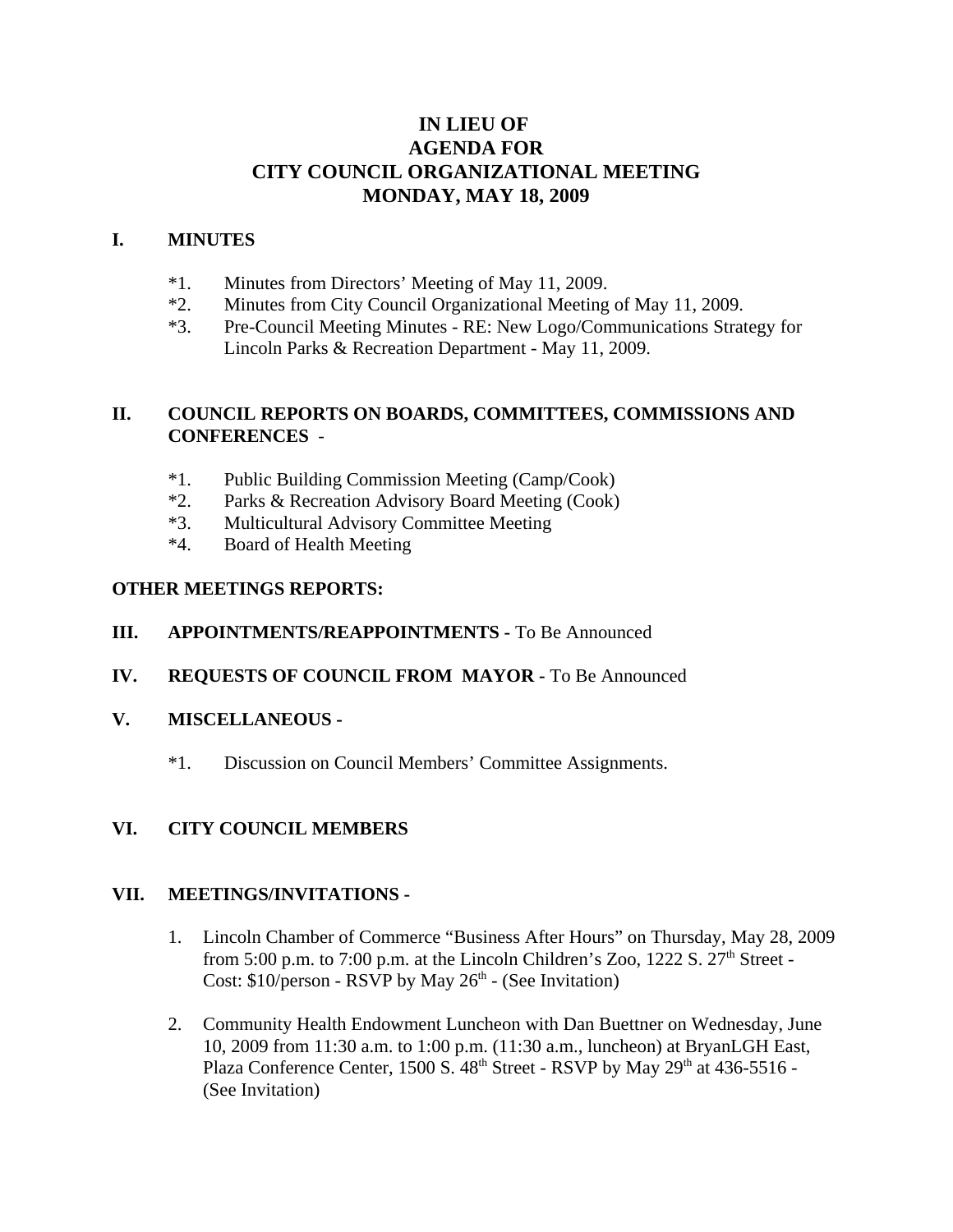# IN LIEU OF AGENDA FOR CITY COUNCIL ORGANIZATIONAL MEETING MONDAY, MAY 18, 2009

## I. MINUTES

*1. Minutes from Directors' Meeting of May 11, 2009.
*2. Minutes from City Council Organizational Meeting of May 11, 2009.
*3. Pre-Council Meeting Minutes - RE: New Logo/Communications Strategy for Lincoln Parks & Recreation Department - May 11, 2009.

## II. COUNCIL REPORTS ON BOARDS, COMMITTEES, COMMISSIONS AND CONFERENCES -

*1. Public Building Commission Meeting (Camp/Cook)
*2. Parks & Recreation Advisory Board Meeting (Cook)
*3. Multicultural Advisory Committee Meeting
*4. Board of Health Meeting

**OTHER MEETINGS REPORTS:**

## III. APPOINTMENTS/REAPPOINTMENTS - To Be Announced

## IV. REQUESTS OF COUNCIL FROM MAYOR - To Be Announced

## V. MISCELLANEOUS -

*1. Discussion on Council Members' Committee Assignments.

## VI. CITY COUNCIL MEMBERS

## VII. MEETINGS/INVITATIONS -

1. Lincoln Chamber of Commerce "Business After Hours" on Thursday, May 28, 2009 from 5:00 p.m. to 7:00 p.m. at the Lincoln Children's Zoo, 1222 S. 27th Street - Cost: $10/person - RSVP by May 26th - (See Invitation)

2. Community Health Endowment Luncheon with Dan Buettner on Wednesday, June 10, 2009 from 11:30 a.m. to 1:00 p.m. (11:30 a.m., luncheon) at BryanLGH East, Plaza Conference Center, 1500 S. 48th Street - RSVP by May 29th at 436-5516 - (See Invitation)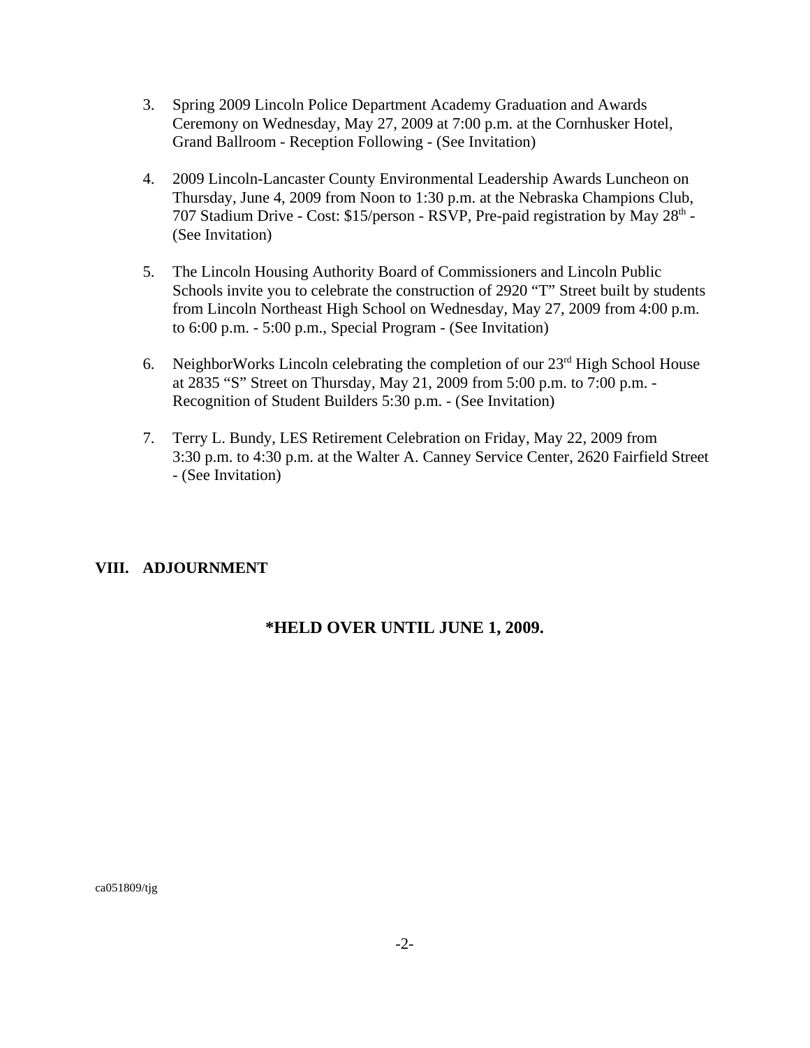3. Spring 2009 Lincoln Police Department Academy Graduation and Awards Ceremony on Wednesday, May 27, 2009 at 7:00 p.m. at the Cornhusker Hotel, Grand Ballroom - Reception Following - (See Invitation)

4. 2009 Lincoln-Lancaster County Environmental Leadership Awards Luncheon on Thursday, June 4, 2009 from Noon to 1:30 p.m. at the Nebraska Champions Club, 707 Stadium Drive - Cost: $15/person - RSVP, Pre-paid registration by May 28th - (See Invitation)

5. The Lincoln Housing Authority Board of Commissioners and Lincoln Public Schools invite you to celebrate the construction of 2920 "T" Street built by students from Lincoln Northeast High School on Wednesday, May 27, 2009 from 4:00 p.m. to 6:00 p.m. - 5:00 p.m., Special Program - (See Invitation)

6. NeighborWorks Lincoln celebrating the completion of our 23rd High School House at 2835 "S" Street on Thursday, May 21, 2009 from 5:00 p.m. to 7:00 p.m. - Recognition of Student Builders 5:30 p.m. - (See Invitation)

7. Terry L. Bundy, LES Retirement Celebration on Friday, May 22, 2009 from 3:30 p.m. to 4:30 p.m. at the Walter A. Canney Service Center, 2620 Fairfield Street - (See Invitation)

**VIII. ADJOURNMENT**

**\*HELD OVER UNTIL JUNE 1, 2009.**

ca051809/tjg